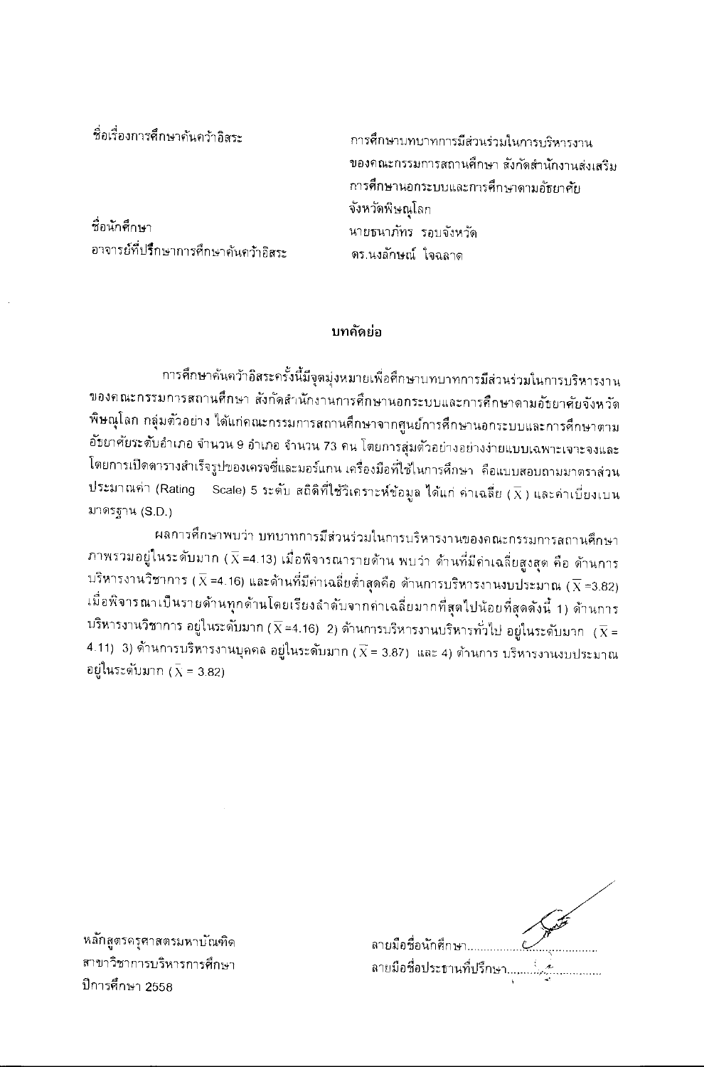ชื่อเรื่องการศึกษาค้นคว้าอิสระ: การศึกษาบทบาทการมีส่วนร่วมในการบริหารงานของคณะกรรมการสถานศึกษา สังกัดสำนักงานส่งเสริมการศึกษานอกระบบและการศึกษาตามอัธยาศัย จังหวัดพิษณุโลก

ชื่อนักศึกษา: นายธนาภัทร รอบจังหวัด

อาจารย์ที่ปรึกษาการศึกษาค้นคว้าอิสระ: ดร.นงลักษณ์ ใจฉลาด

## บทคัดย่อ

การศึกษาค้นคว้าอิสระครั้งนี้มีจุดมุ่งหมายเพื่อศึกษาบทบาทการมีส่วนร่วมในการบริหารงานของคณะกรรมการสถานศึกษา สังกัดสำนักงานการศึกษานอกระบบและการศึกษาตามอัธยาศัยจังหวัดพิษณุโลก กลุ่มตัวอย่าง ได้แก่คณะกรรมการสถานศึกษาจากศูนย์การศึกษานอกระบบและการศึกษาตามอัธยาศัยระดับอำเภอ จำนวน 9 อำเภอ จำนวน 73 คน โดยการสุ่มตัวอย่างอย่างง่ายแบบเฉพาะเจาะจงและโดยการเปิดตารางสำเร็จรูปของเครจซี่และมอร์แกน เครื่องมือที่ใช้ในการศึกษา คือแบบสอบถามมาตราส่วนประมาณค่า (Rating Scale) 5 ระดับ สถิติที่ใช้วิเคราะห์ข้อมูล ได้แก่ ค่าเฉลี่ย ($\bar{X}$) และค่าเบี่ยงเบนมาตรฐาน (S.D.)

ผลการศึกษาพบว่า บทบาทการมีส่วนร่วมในการบริหารงานของคณะกรรมการสถานศึกษาภาพรวมอยู่ในระดับมาก ($\bar{X}$=4.13) เมื่อพิจารณารายด้าน พบว่า ด้านที่มีค่าเฉลี่ยสูงสุด คือ ด้านการบริหารงานวิชาการ ($\bar{X}$=4.16) และด้านที่มีค่าเฉลี่ยต่ำสุดคือ ด้านการบริหารงานงบประมาณ ($\bar{X}$=3.82) เมื่อพิจารณาเป็นรายด้านทุกด้านโดยเรียงลำดับจากค่าเฉลี่ยมากที่สุดไปน้อยที่สุดดังนี้ 1) ด้านการบริหารงานวิชาการ อยู่ในระดับมาก ($\bar{X}$=4.16) 2) ด้านการบริหารงานบริหารทั่วไป อยู่ในระดับมาก ($\bar{X}$= 4.11) 3) ด้านการบริหารงานบุคคล อยู่ในระดับมาก ($\bar{X}$ = 3.87) และ 4) ด้านการ บริหารงานงบประมาณอยู่ในระดับมาก ($\bar{X}$ = 3.82)

หลักสูตรครุศาสตรมหาบัณฑิต
สาขาวิชาการบริหารการศึกษา
ปีการศึกษา 2558

ลายมือชื่อนักศึกษา..............................

ลายมือชื่อประธานที่ปรึกษา..............................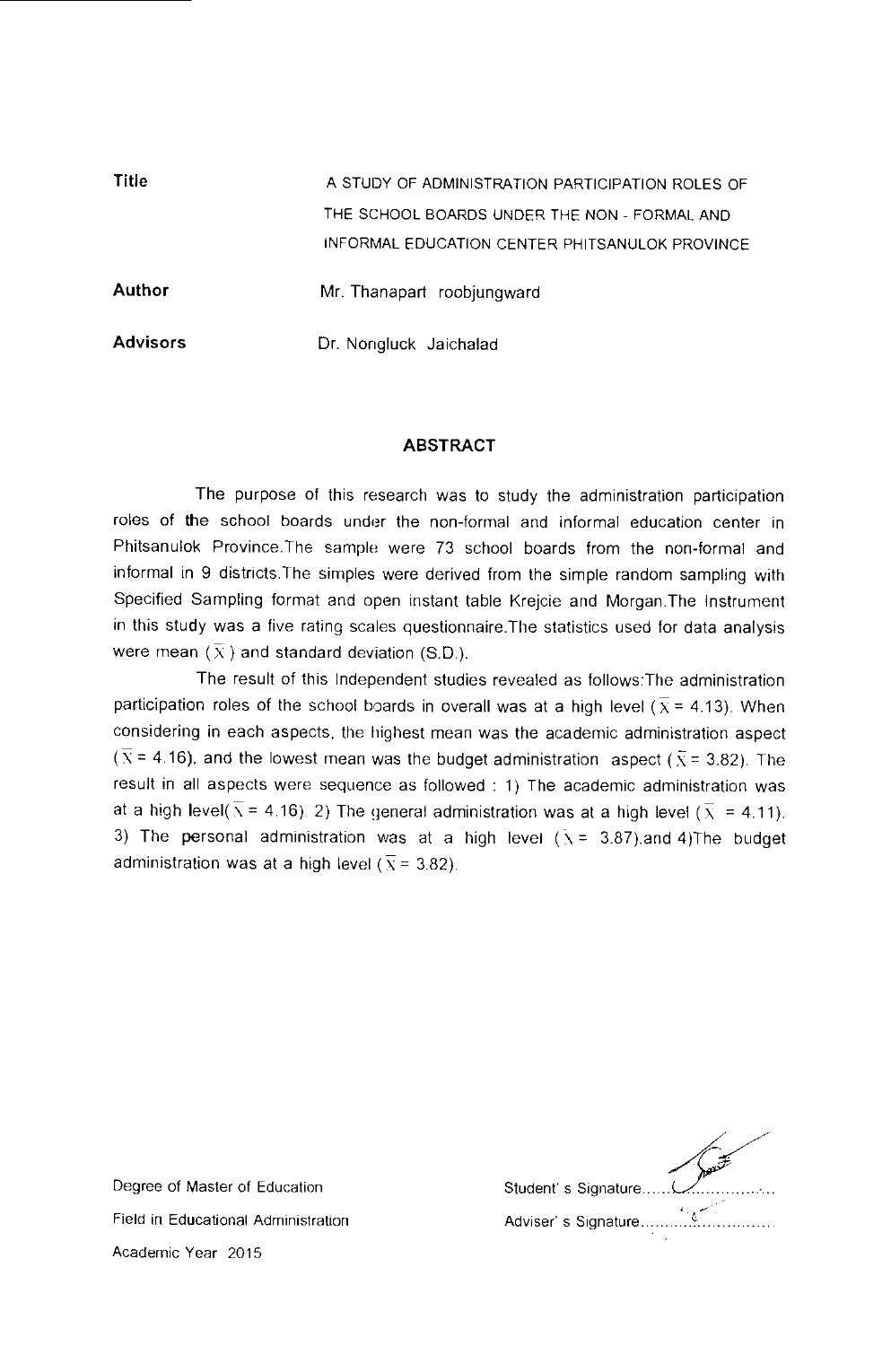**Title** A STUDY OF ADMINISTRATION PARTICIPATION ROLES OF THE SCHOOL BOARDS UNDER THE NON - FORMAL AND INFORMAL EDUCATION CENTER PHITSANULOK PROVINCE

**Author** Mr. Thanapart roobjungward

**Advisors** Dr. Nongluck Jaichalad

## ABSTRACT

The purpose of this research was to study the administration participation roles of the school boards under the non-formal and informal education center in Phitsanulok Province.The sample were 73 school boards from the non-formal and informal in 9 districts.The simples were derived from the simple random sampling with Specified Sampling format and open instant table Krejcie and Morgan.The Instrument in this study was a five rating scales questionnaire.The statistics used for data analysis were mean ($\bar{X}$) and standard deviation (S.D.).

The result of this Independent studies revealed as follows:The administration participation roles of the school boards in overall was at a high level ($\bar{X}$ = 4.13). When considering in each aspects, the highest mean was the academic administration aspect ($\bar{X}$ = 4.16), and the lowest mean was the budget administration aspect ($\bar{X}$ = 3.82). The result in all aspects were sequence as followed : 1) The academic administration was at a high level($\bar{X}$ = 4.16). 2) The general administration was at a high level ($\bar{X}$ = 4.11). 3) The personal administration was at a high level ($\bar{X}$ = 3.87).and 4)The budget administration was at a high level ($\bar{X}$ = 3.82).

Degree of Master of Education

Field in Educational Administration

Academic Year 2015

Student' s Signature....................

Adviser' s Signature....................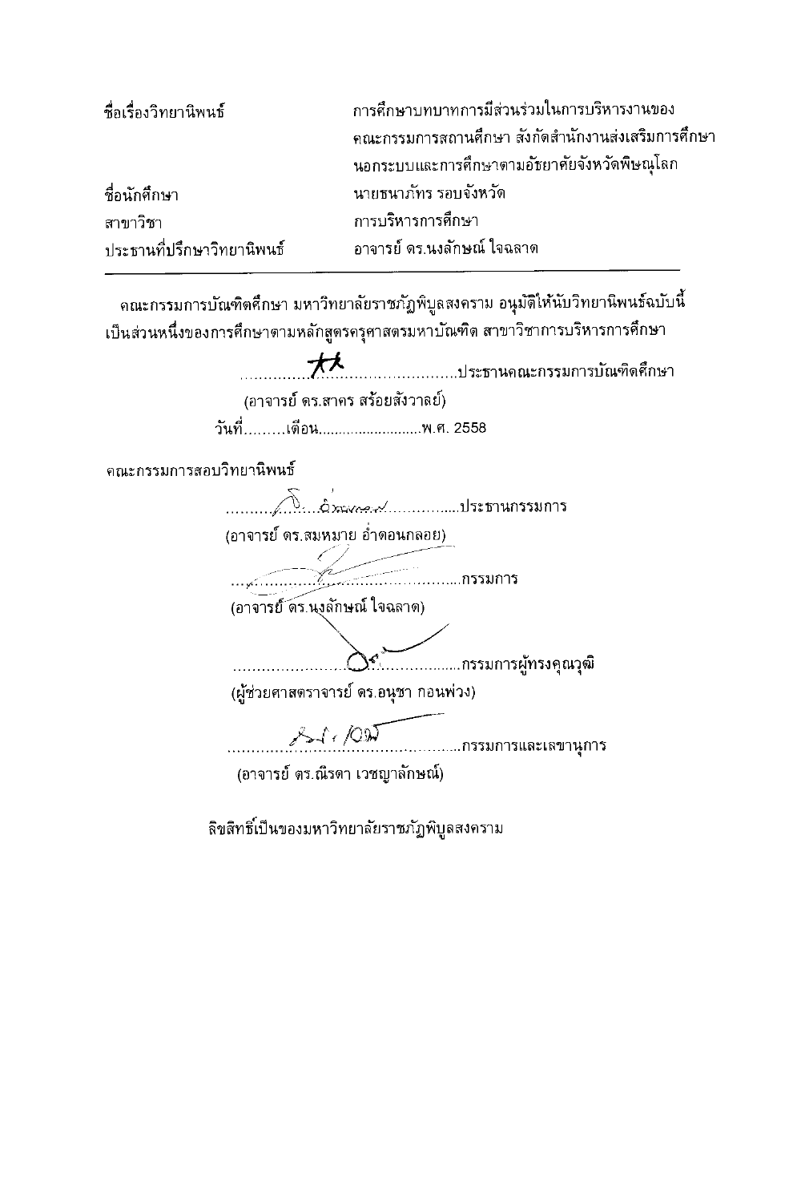| | |
|---|---|
| ชื่อเรื่องวิทยานิพนธ์ | การศึกษาบทบาทการมีส่วนร่วมในการบริหารงานของคณะกรรมการสถานศึกษา สังกัดสำนักงานส่งเสริมการศึกษานอกระบบและการศึกษาตามอัธยาศัยจังหวัดพิษณุโลก |
| ชื่อนักศึกษา | นายธนาภัทร รอบจังหวัด |
| สาขาวิชา | การบริหารการศึกษา |
| ประธานที่ปรึกษาวิทยานิพนธ์ | อาจารย์ ดร.นงลักษณ์ ใจฉลาด |

---

คณะกรรมการบัณฑิตศึกษา มหาวิทยาลัยราชภัฏพิบูลสงคราม อนุมัติให้นับวิทยานิพนธ์ฉบับนี้เป็นส่วนหนึ่งของการศึกษาตามหลักสูตรครุศาสตรมหาบัณฑิต สาขาวิชาการบริหารการศึกษา

............................................................ประธานคณะกรรมการบัณฑิตศึกษา

(อาจารย์ ดร.สาคร สร้อยสังวาลย์)

วันที่.........เดือน..........................พ.ศ. 2558

คณะกรรมการสอบวิทยานิพนธ์

............................................................ประธานกรรมการ

(อาจารย์ ดร.สมหมาย อ่ำดอนกลอย)

............................................................กรรมการ

(อาจารย์ ดร.นงลักษณ์ ใจฉลาด)

............................................................กรรมการผู้ทรงคุณวุฒิ

(ผู้ช่วยศาสตราจารย์ ดร.อนุชา กอนพ่วง)

............................................................กรรมการและเลขานุการ

(อาจารย์ ดร.ณิรดา เวชญาลักษณ์)

ลิขสิทธิ์เป็นของมหาวิทยาลัยราชภัฏพิบูลสงคราม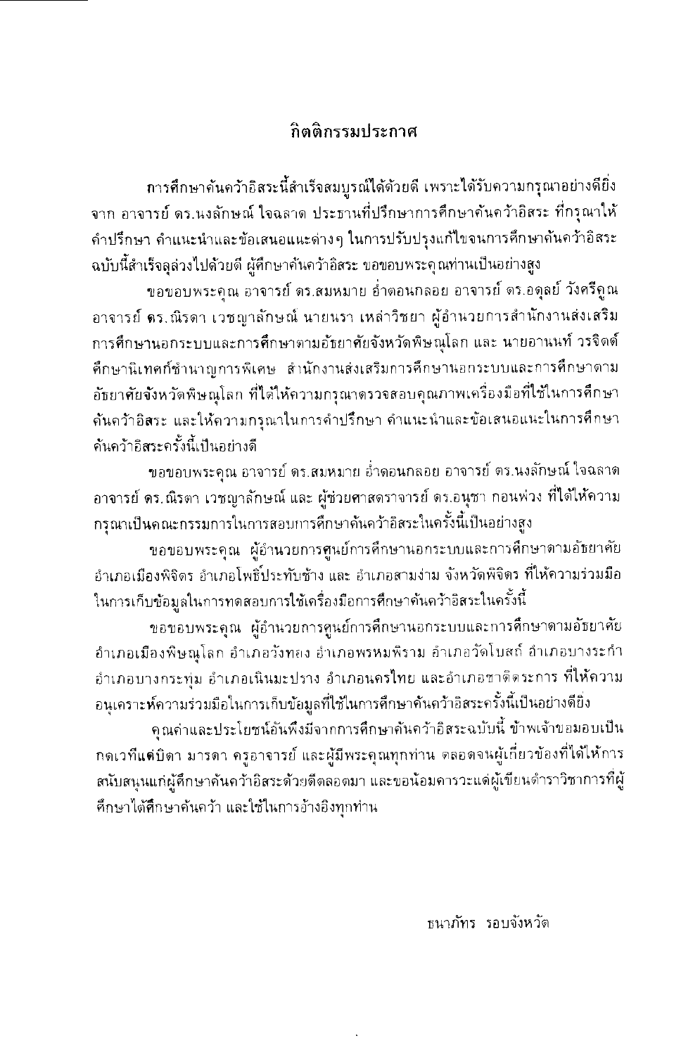# กิตติกรรมประกาศ

การศึกษาค้นคว้าอิสระนี้สำเร็จสมบูรณ์ได้ด้วยดี เพราะได้รับความกรุณาอย่างดียิ่ง จาก อาจารย์ ดร.นงลักษณ์ ใจฉลาด ประธานที่ปรึกษาการศึกษาค้นคว้าอิสระ ที่กรุณาให้คำปรึกษา คำแนะนำและข้อเสนอแนะต่างๆ ในการปรับปรุงแก้ไขจนการศึกษาค้นคว้าอิสระฉบับนี้สำเร็จลุล่วงไปด้วยดี ผู้ศึกษาค้นคว้าอิสระ ขอขอบพระคุณท่านเป็นอย่างสูง

ขอขอบพระคุณ อาจารย์ ดร.สมหมาย อ่ำดอนกลอย อาจารย์ ดร.อดุลย์ วังศรีคูณ อาจารย์ ดร.ณิรดา เวชญาลักษณ์ นายนรา เหล่าวิชยา ผู้อำนวยการสำนักงานส่งเสริมการศึกษานอกระบบและการศึกษาตามอัธยาศัยจังหวัดพิษณุโลก และ นายอานนท์ วรจิตต์ ศึกษานิเทศก์ชำนาญการพิเศษ สำนักงานส่งเสริมการศึกษานอกระบบและการศึกษาตามอัธยาศัยจังหวัดพิษณุโลก ที่ได้ให้ความกรุณาตรวจสอบคุณภาพเครื่องมือที่ใช้ในการศึกษาค้นคว้าอิสระ และให้ความกรุณาในการคำปรึกษา คำแนะนำและข้อเสนอแนะในการศึกษาค้นคว้าอิสระครั้งนี้เป็นอย่างดี

ขอขอบพระคุณ อาจารย์ ดร.สมหมาย อ่ำดอนกลอย อาจารย์ ดร.นงลักษณ์ ใจฉลาด อาจารย์ ดร.ณิรดา เวชญาลักษณ์ และ ผู้ช่วยศาสตราจารย์ ดร.อนุชา กอนพ่วง ที่ได้ให้ความกรุณาเป็นคณะกรรมการในการสอบการศึกษาค้นคว้าอิสระในครั้งนี้เป็นอย่างสูง

ขอขอบพระคุณ ผู้อำนวยการศูนย์การศึกษานอกระบบและการศึกษาตามอัธยาศัย อำเภอเมืองพิจิตร อำเภอโพธิ์ประทับช้าง และ อำเภอสามง่าม จังหวัดพิจิตร ที่ให้ความร่วมมือในการเก็บข้อมูลในการทดสอบการใช้เครื่องมือการศึกษาค้นคว้าอิสระในครั้งนี้

ขอขอบพระคุณ ผู้อำนวยการศูนย์การศึกษานอกระบบและการศึกษาตามอัธยาศัย อำเภอเมืองพิษณุโลก อำเภอวังทอง อำเภอพรหมพิราม อำเภอวัดโบสถ์ อำเภอบางระกำ อำเภอบางกระทุ่ม อำเภอเนินมะปราง อำเภอนครไทย และอำเภอชาติตระการ ที่ให้ความอนุเคราะห์ความร่วมมือในการเก็บข้อมูลที่ใช้ในการศึกษาค้นคว้าอิสระครั้งนี้เป็นอย่างดียิ่ง

คุณค่าและประโยชน์อันพึงมีจากการศึกษาค้นคว้าอิสระฉบับนี้ ข้าพเจ้าขอมอบเป็นกตเวทีแด่บิดา มารดา ครูอาจารย์ และผู้มีพระคุณทุกท่าน ตลอดจนผู้เกี่ยวข้องที่ได้ให้การสนับสนุนแก่ผู้ศึกษาค้นคว้าอิสระด้วยดีตลอดมา และขอน้อมคารวะแด่ผู้เขียนตำราวิชาการที่ผู้ศึกษาได้ศึกษาค้นคว้า และใช้ในการอ้างอิงทุกท่าน

ธนาภัทร รอบจังหวัด